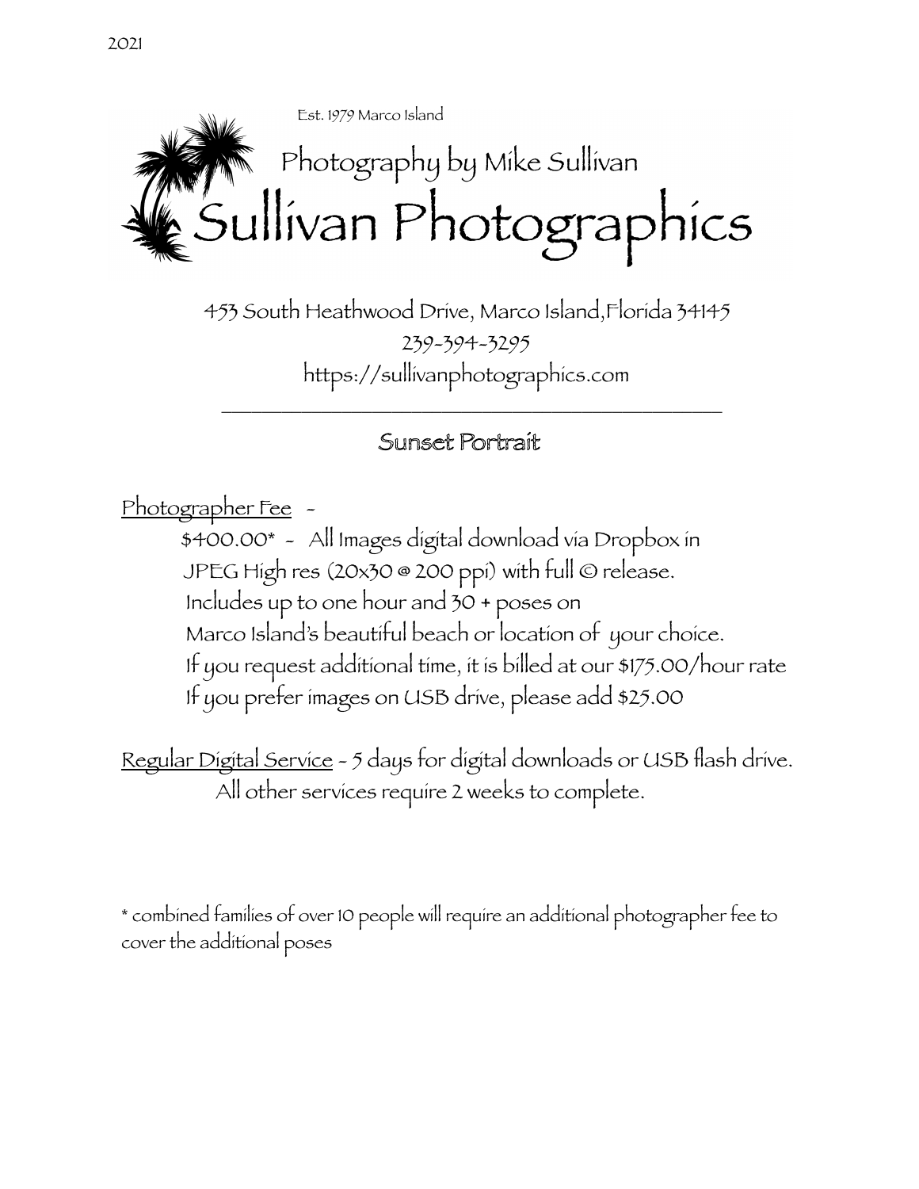2021

Est. 1979 Marco Island

Photography by Mike Sullivan

# Sullivan Photographics

453 South Heathwood Drive, Marco Island,Florida 34145

239-394-3295

https://sullivanphotographics.com

---

## Sunset Portrait

Photographer Fee -

$400.00* - All Images digital download via Dropbox in JPEG High res (20x30 @ 200 ppi) with full © release.
Includes up to one hour and 30 + poses on Marco Island's beautiful beach or location of your choice.
If you request additional time, it is billed at our $175.00/hour rate
If you prefer images on USB drive, please add $25.00

Regular Digital Service - 5 days for digital downloads or USB flash drive.
All other services require 2 weeks to complete.

* combined families of over 10 people will require an additional photographer fee to cover the additional poses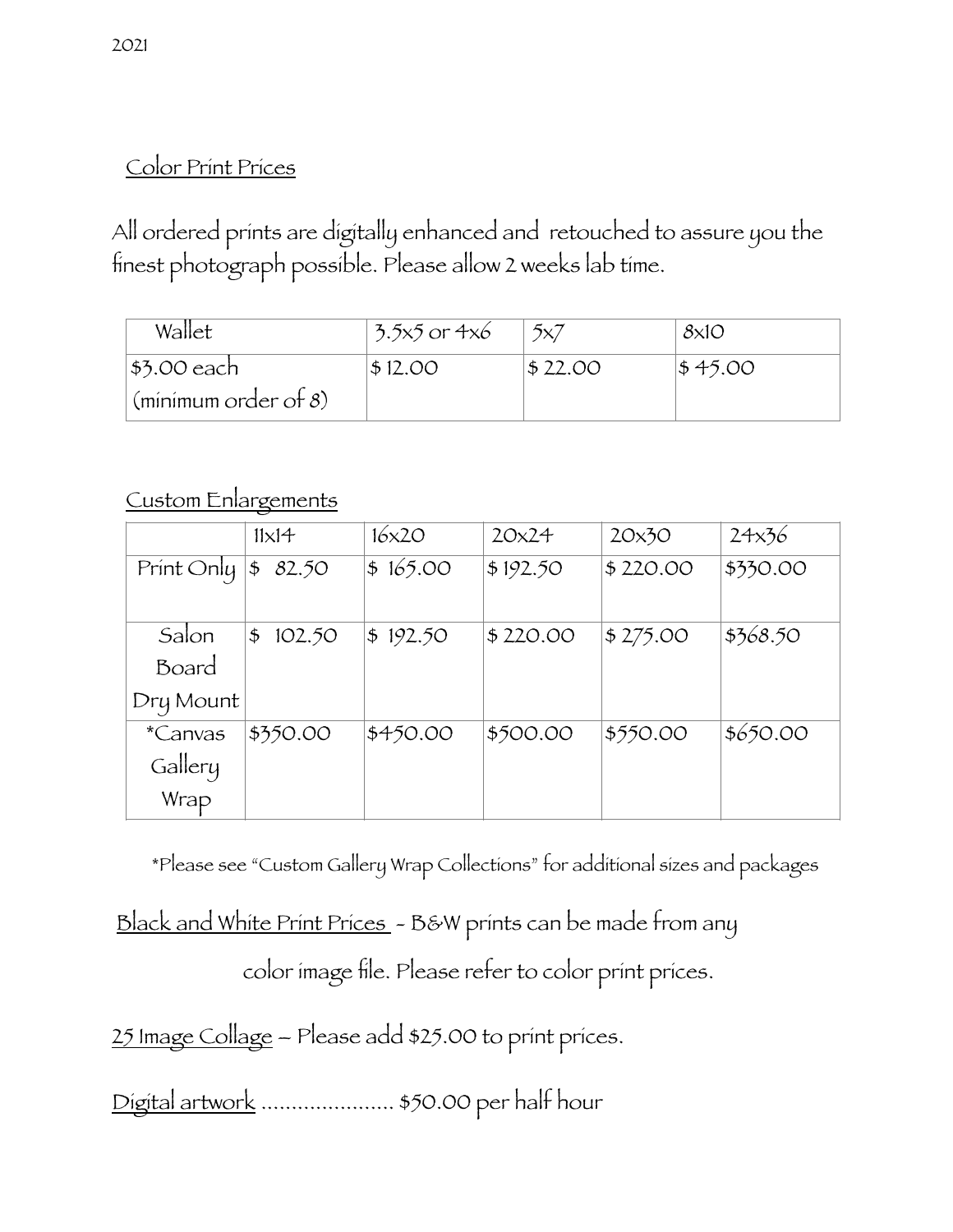2021

## Color Print Prices

All ordered prints are digitally enhanced and retouched to assure you the finest photograph possible. Please allow 2 weeks lab time.

| Wallet | 3.5x5 or 4x6 | 5x7 | 8x10 |
|---|---|---|---|
| $3.00 each (minimum order of 8) | $ 12.00 | $ 22.00 | $ 45.00 |

## Custom Enlargements

| | 11x14 | 16x20 | 20x24 | 20x30 | 24x36 |
|---|---|---|---|---|---|
| Print Only | $ 82.50 | $ 165.00 | $ 192.50 | $ 220.00 | $330.00 |
| Salon Board Dry Mount | $ 102.50 | $ 192.50 | $ 220.00 | $ 275.00 | $368.50 |
| *Canvas Gallery Wrap | $350.00 | $450.00 | $500.00 | $550.00 | $650.00 |

*Please see "Custom Gallery Wrap Collections" for additional sizes and packages

Black and White Print Prices - B&W prints can be made from any color image file. Please refer to color print prices.

25 Image Collage – Please add $25.00 to print prices.

Digital artwork ...................... $50.00 per half hour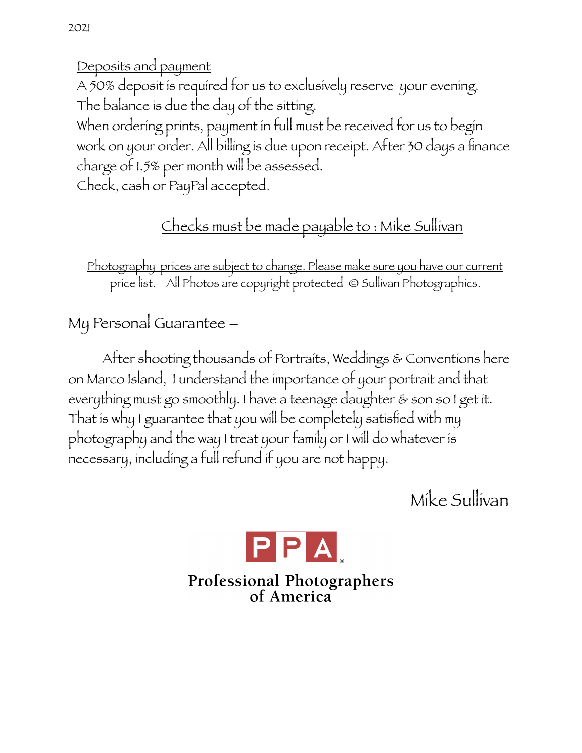2021

<u>Deposits and payment</u>

A 50% deposit is required for us to exclusively reserve your evening.
The balance is due the day of the sitting.
When ordering prints, payment in full must be received for us to begin work on your order. All billing is due upon receipt. After 30 days a finance charge of 1.5% per month will be assessed.
Check, cash or PayPal accepted.

<u>Checks must be made payable to : Mike Sullivan</u>

<u>Photography prices are subject to change. Please make sure you have our current price list. All Photos are copyright protected © Sullivan Photographics.</u>

My Personal Guarantee –

After shooting thousands of Portraits, Weddings & Conventions here on Marco Island, I understand the importance of your portrait and that everything must go smoothly. I have a teenage daughter & son so I get it. That is why I guarantee that you will be completely satisfied with my photography and the way I treat your family or I will do whatever is necessary, including a full refund if you are not happy.

Mike Sullivan

PPA®
Professional Photographers of America